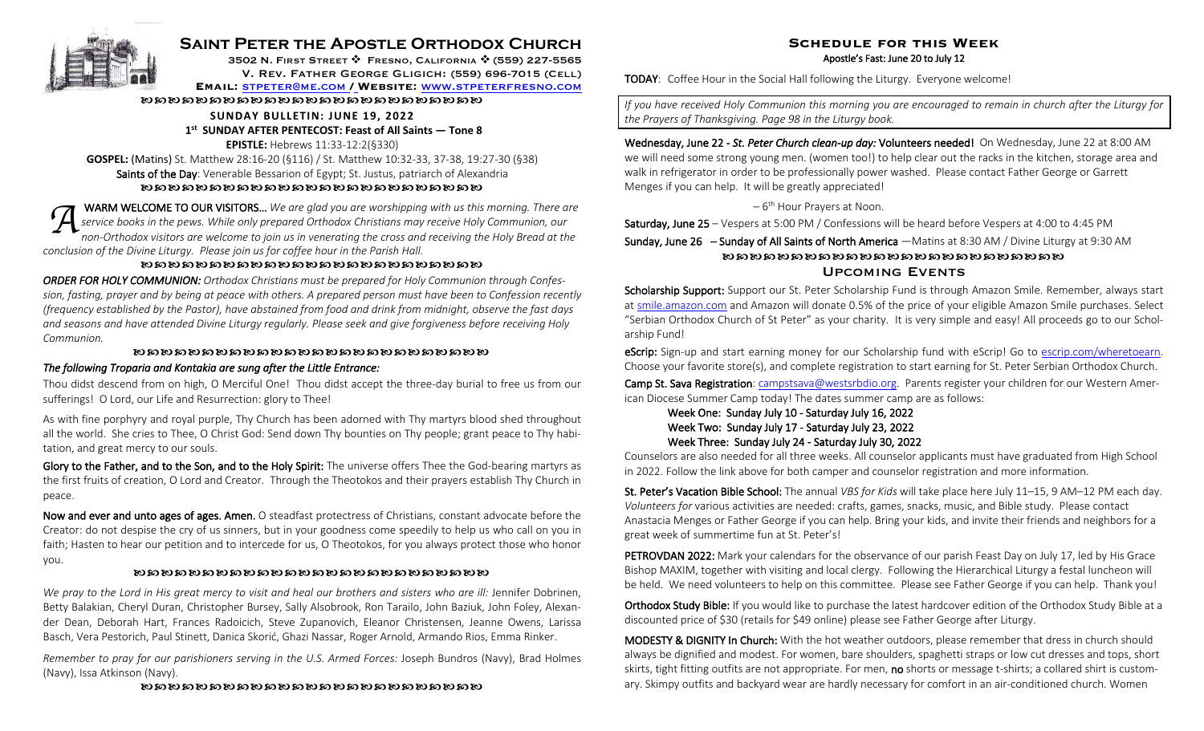# Saint Peter the Apostle Orthodox Church

**3502 N. First Street ❖ Fresno, California ❖ (559) 227-5565**
**V. Rev. Father George Gligich: (559) 696-7015 (Cell)**
**Email: stpeter@me.com / Website: www.stpeterfresno.com**

**SUNDAY BULLETIN: JUNE 19, 2022**
**1st SUNDAY AFTER PENTECOST: Feast of All Saints — Tone 8**
**EPISTLE:** Hebrews 11:33-12:2(§330)
**GOSPEL:** (Matins) St. Matthew 28:16-20 (§116) / St. Matthew 10:32-33, 37-38, 19:27-30 (§38)
**Saints of the Day**: Venerable Bessarion of Egypt; St. Justus, patriarch of Alexandria

**A WARM WELCOME TO OUR VISITORS…** *We are glad you are worshipping with us this morning. There are service books in the pews. While only prepared Orthodox Christians may receive Holy Communion, our non-Orthodox visitors are welcome to join us in venerating the cross and receiving the Holy Bread at the conclusion of the Divine Liturgy. Please join us for coffee hour in the Parish Hall.*

***ORDER FOR HOLY COMMUNION:*** *Orthodox Christians must be prepared for Holy Communion through Confession, fasting, prayer and by being at peace with others. A prepared person must have been to Confession recently (frequency established by the Pastor), have abstained from food and drink from midnight, observe the fast days and seasons and have attended Divine Liturgy regularly. Please seek and give forgiveness before receiving Holy Communion.*

### *The following Troparia and Kontakia are sung after the Little Entrance:*

Thou didst descend from on high, O Merciful One! Thou didst accept the three-day burial to free us from our sufferings! O Lord, our Life and Resurrection: glory to Thee!

As with fine porphyry and royal purple, Thy Church has been adorned with Thy martyrs blood shed throughout all the world. She cries to Thee, O Christ God: Send down Thy bounties on Thy people; grant peace to Thy habitation, and great mercy to our souls.

**Glory to the Father, and to the Son, and to the Holy Spirit:** The universe offers Thee the God-bearing martyrs as the first fruits of creation, O Lord and Creator. Through the Theotokos and their prayers establish Thy Church in peace.

**Now and ever and unto ages of ages. Amen.** O steadfast protectress of Christians, constant advocate before the Creator: do not despise the cry of us sinners, but in your goodness come speedily to help us who call on you in faith; Hasten to hear our petition and to intercede for us, O Theotokos, for you always protect those who honor you.

*We pray to the Lord in His great mercy to visit and heal our brothers and sisters who are ill:* Jennifer Dobrinen, Betty Balakian, Cheryl Duran, Christopher Bursey, Sally Alsobrook, Ron Tarailo, John Baziuk, John Foley, Alexander Dean, Deborah Hart, Frances Radoicich, Steve Zupanovich, Eleanor Christensen, Jeanne Owens, Larissa Basch, Vera Pestorich, Paul Stinett, Danica Skorić, Ghazi Nassar, Roger Arnold, Armando Rios, Emma Rinker.

*Remember to pray for our parishioners serving in the U.S. Armed Forces:* Joseph Bundros (Navy), Brad Holmes (Navy), Issa Atkinson (Navy).

## Schedule for this Week

**Apostle's Fast: June 20 to July 12**

**TODAY**: Coffee Hour in the Social Hall following the Liturgy. Everyone welcome!

*If you have received Holy Communion this morning you are encouraged to remain in church after the Liturgy for the Prayers of Thanksgiving. Page 98 in the Liturgy book.*

**Wednesday, June 22 - *St. Peter Church clean-up day:* Volunteers needed!** On Wednesday, June 22 at 8:00 AM we will need some strong young men. (women too!) to help clear out the racks in the kitchen, storage area and walk in refrigerator in order to be professionally power washed. Please contact Father George or Garrett Menges if you can help. It will be greatly appreciated!

– 6th Hour Prayers at Noon.

**Saturday, June 25** – Vespers at 5:00 PM / Confessions will be heard before Vespers at 4:00 to 4:45 PM

**Sunday, June 26 – Sunday of All Saints of North America** —Matins at 8:30 AM / Divine Liturgy at 9:30 AM

## Upcoming Events

**Scholarship Support:** Support our St. Peter Scholarship Fund is through Amazon Smile. Remember, always start at smile.amazon.com and Amazon will donate 0.5% of the price of your eligible Amazon Smile purchases. Select "Serbian Orthodox Church of St Peter" as your charity. It is very simple and easy! All proceeds go to our Scholarship Fund!

**eScrip:** Sign-up and start earning money for our Scholarship fund with eScrip! Go to escrip.com/wheretoearn. Choose your favorite store(s), and complete registration to start earning for St. Peter Serbian Orthodox Church.

**Camp St. Sava Registration**: campstsava@westsrbdio.org. Parents register your children for our Western American Diocese Summer Camp today! The dates summer camp are as follows:

**Week One: Sunday July 10 - Saturday July 16, 2022**
**Week Two: Sunday July 17 - Saturday July 23, 2022**
**Week Three: Sunday July 24 - Saturday July 30, 2022**

Counselors are also needed for all three weeks. All counselor applicants must have graduated from High School in 2022. Follow the link above for both camper and counselor registration and more information.

**St. Peter's Vacation Bible School:** The annual *VBS for Kids* will take place here July 11–15, 9 AM–12 PM each day. *Volunteers for* various activities are needed: crafts, games, snacks, music, and Bible study. Please contact Anastacia Menges or Father George if you can help. Bring your kids, and invite their friends and neighbors for a great week of summertime fun at St. Peter's!

**PETROVDAN 2022:** Mark your calendars for the observance of our parish Feast Day on July 17, led by His Grace Bishop MAXIM, together with visiting and local clergy. Following the Hierarchical Liturgy a festal luncheon will be held. We need volunteers to help on this committee. Please see Father George if you can help. Thank you!

**Orthodox Study Bible:** If you would like to purchase the latest hardcover edition of the Orthodox Study Bible at a discounted price of $30 (retails for $49 online) please see Father George after Liturgy.

**MODESTY & DIGNITY In Church:** With the hot weather outdoors, please remember that dress in church should always be dignified and modest. For women, bare shoulders, spaghetti straps or low cut dresses and tops, short skirts, tight fitting outfits are not appropriate. For men, **no** shorts or message t-shirts; a collared shirt is customary. Skimpy outfits and backyard wear are hardly necessary for comfort in an air-conditioned church. Women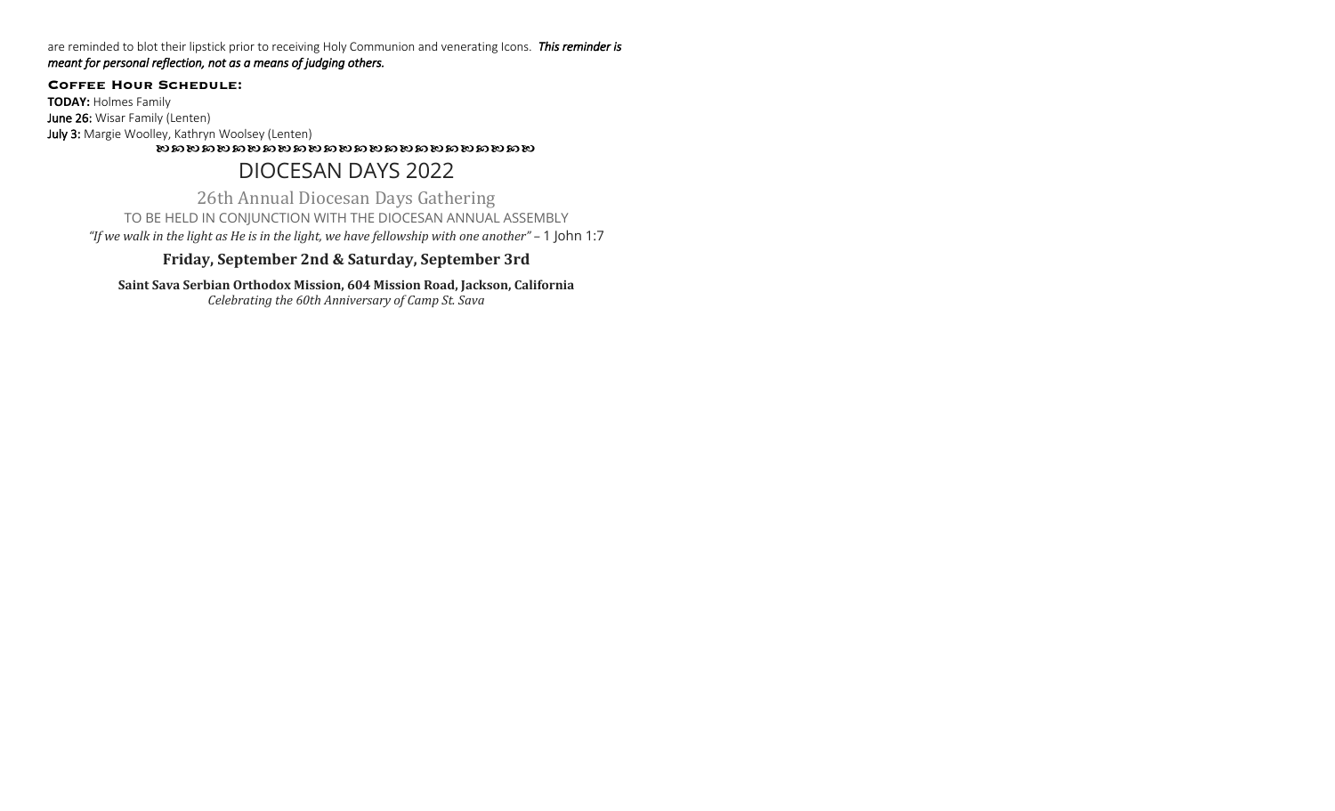are reminded to blot their lipstick prior to receiving Holy Communion and venerating Icons. ***This reminder is meant for personal reflection, not as a means of judging others.***

**Coffee Hour Schedule:**

**TODAY:** Holmes Family
**June 26:** Wisar Family (Lenten)
**July 3:** Margie Woolley, Kathryn Woolsey (Lenten)

# DIOCESAN DAYS 2022

## 26th Annual Diocesan Days Gathering

TO BE HELD IN CONJUNCTION WITH THE DIOCESAN ANNUAL ASSEMBLY

*"If we walk in the light as He is in the light, we have fellowship with one another"* – 1 John 1:7

**Friday, September 2nd & Saturday, September 3rd**

**Saint Sava Serbian Orthodox Mission, 604 Mission Road, Jackson, California**
*Celebrating the 60th Anniversary of Camp St. Sava*